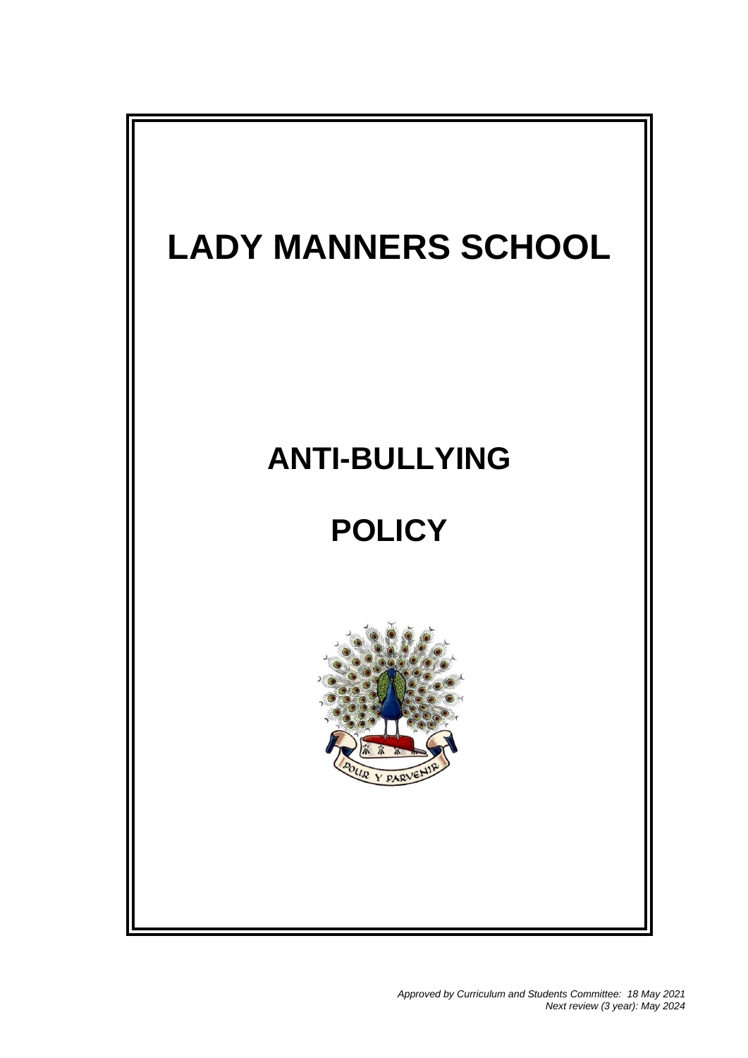# LADY MANNERS SCHOOL

# ANTI-BULLYING

# POLICY

*Approved by Curriculum and Students Committee: 18 May 2021*
*Next review (3 year): May 2024*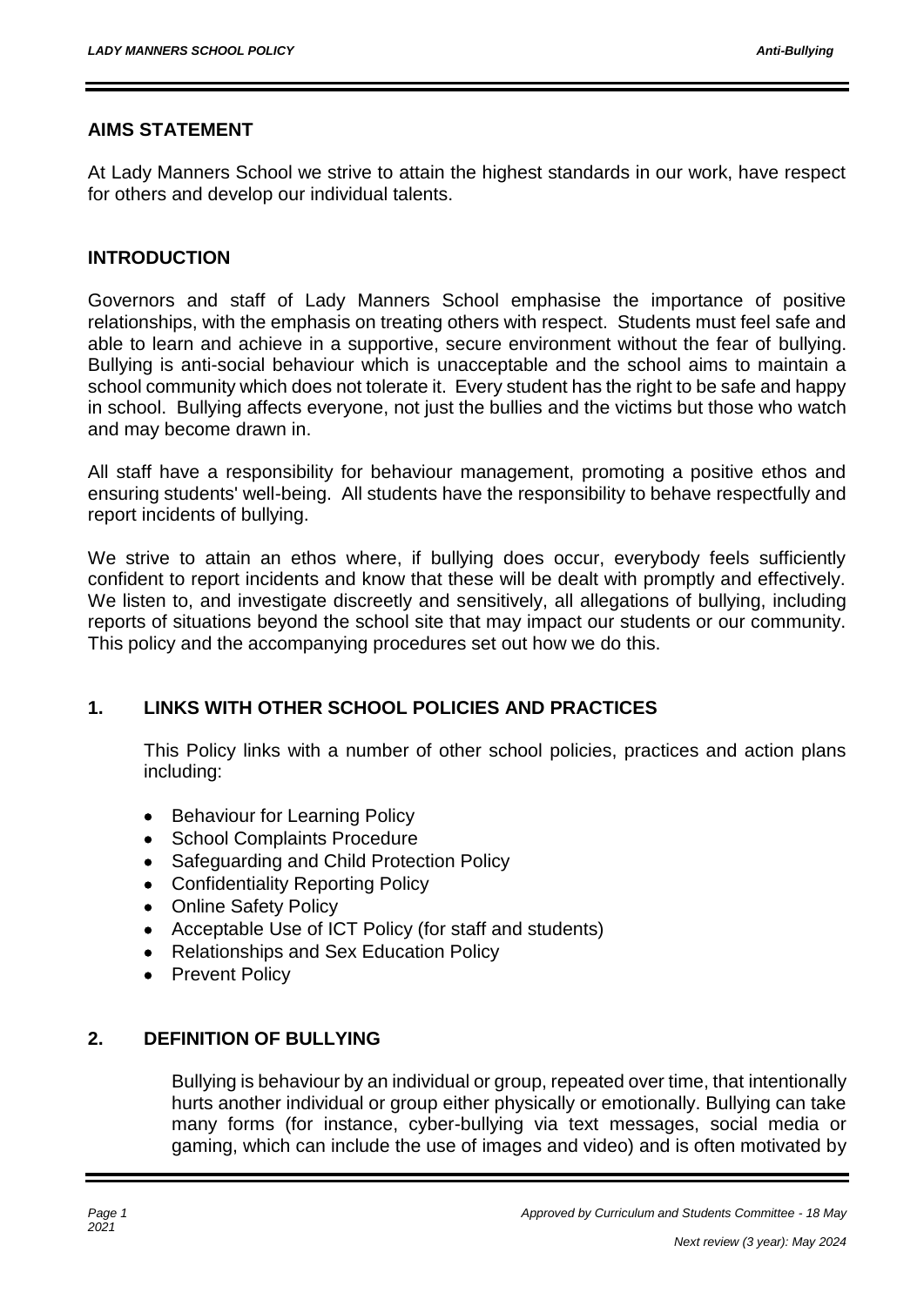## AIMS STATEMENT

At Lady Manners School we strive to attain the highest standards in our work, have respect for others and develop our individual talents.

## INTRODUCTION

Governors and staff of Lady Manners School emphasise the importance of positive relationships, with the emphasis on treating others with respect. Students must feel safe and able to learn and achieve in a supportive, secure environment without the fear of bullying. Bullying is anti-social behaviour which is unacceptable and the school aims to maintain a school community which does not tolerate it. Every student has the right to be safe and happy in school. Bullying affects everyone, not just the bullies and the victims but those who watch and may become drawn in.

All staff have a responsibility for behaviour management, promoting a positive ethos and ensuring students' well-being. All students have the responsibility to behave respectfully and report incidents of bullying.

We strive to attain an ethos where, if bullying does occur, everybody feels sufficiently confident to report incidents and know that these will be dealt with promptly and effectively. We listen to, and investigate discreetly and sensitively, all allegations of bullying, including reports of situations beyond the school site that may impact our students or our community. This policy and the accompanying procedures set out how we do this.

## 1. LINKS WITH OTHER SCHOOL POLICIES AND PRACTICES

This Policy links with a number of other school policies, practices and action plans including:

- Behaviour for Learning Policy
- School Complaints Procedure
- Safeguarding and Child Protection Policy
- Confidentiality Reporting Policy
- Online Safety Policy
- Acceptable Use of ICT Policy (for staff and students)
- Relationships and Sex Education Policy
- Prevent Policy

## 2. DEFINITION OF BULLYING

Bullying is behaviour by an individual or group, repeated over time, that intentionally hurts another individual or group either physically or emotionally. Bullying can take many forms (for instance, cyber-bullying via text messages, social media or gaming, which can include the use of images and video) and is often motivated by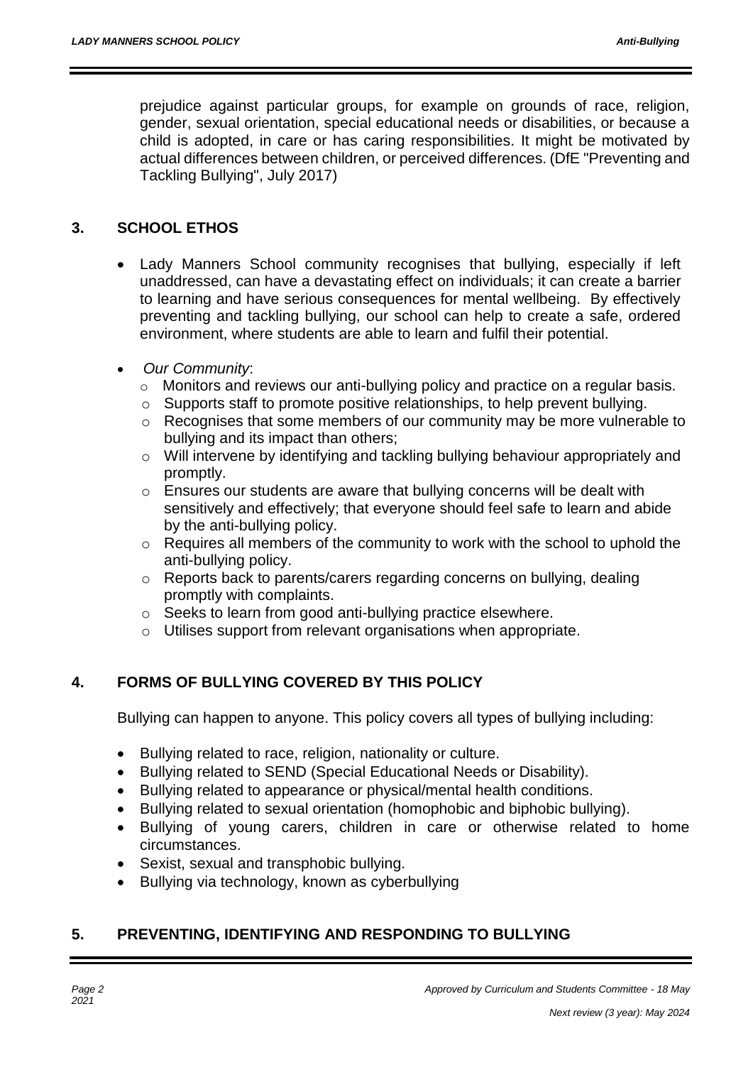prejudice against particular groups, for example on grounds of race, religion, gender, sexual orientation, special educational needs or disabilities, or because a child is adopted, in care or has caring responsibilities. It might be motivated by actual differences between children, or perceived differences. (DfE "Preventing and Tackling Bullying", July 2017)

## 3. SCHOOL ETHOS

- Lady Manners School community recognises that bullying, especially if left unaddressed, can have a devastating effect on individuals; it can create a barrier to learning and have serious consequences for mental wellbeing. By effectively preventing and tackling bullying, our school can help to create a safe, ordered environment, where students are able to learn and fulfil their potential.
- *Our Community*:
  - Monitors and reviews our anti-bullying policy and practice on a regular basis.
  - Supports staff to promote positive relationships, to help prevent bullying.
  - Recognises that some members of our community may be more vulnerable to bullying and its impact than others;
  - Will intervene by identifying and tackling bullying behaviour appropriately and promptly.
  - Ensures our students are aware that bullying concerns will be dealt with sensitively and effectively; that everyone should feel safe to learn and abide by the anti-bullying policy.
  - Requires all members of the community to work with the school to uphold the anti-bullying policy.
  - Reports back to parents/carers regarding concerns on bullying, dealing promptly with complaints.
  - Seeks to learn from good anti-bullying practice elsewhere.
  - Utilises support from relevant organisations when appropriate.

## 4. FORMS OF BULLYING COVERED BY THIS POLICY

Bullying can happen to anyone. This policy covers all types of bullying including:

- Bullying related to race, religion, nationality or culture.
- Bullying related to SEND (Special Educational Needs or Disability).
- Bullying related to appearance or physical/mental health conditions.
- Bullying related to sexual orientation (homophobic and biphobic bullying).
- Bullying of young carers, children in care or otherwise related to home circumstances.
- Sexist, sexual and transphobic bullying.
- Bullying via technology, known as cyberbullying

## 5. PREVENTING, IDENTIFYING AND RESPONDING TO BULLYING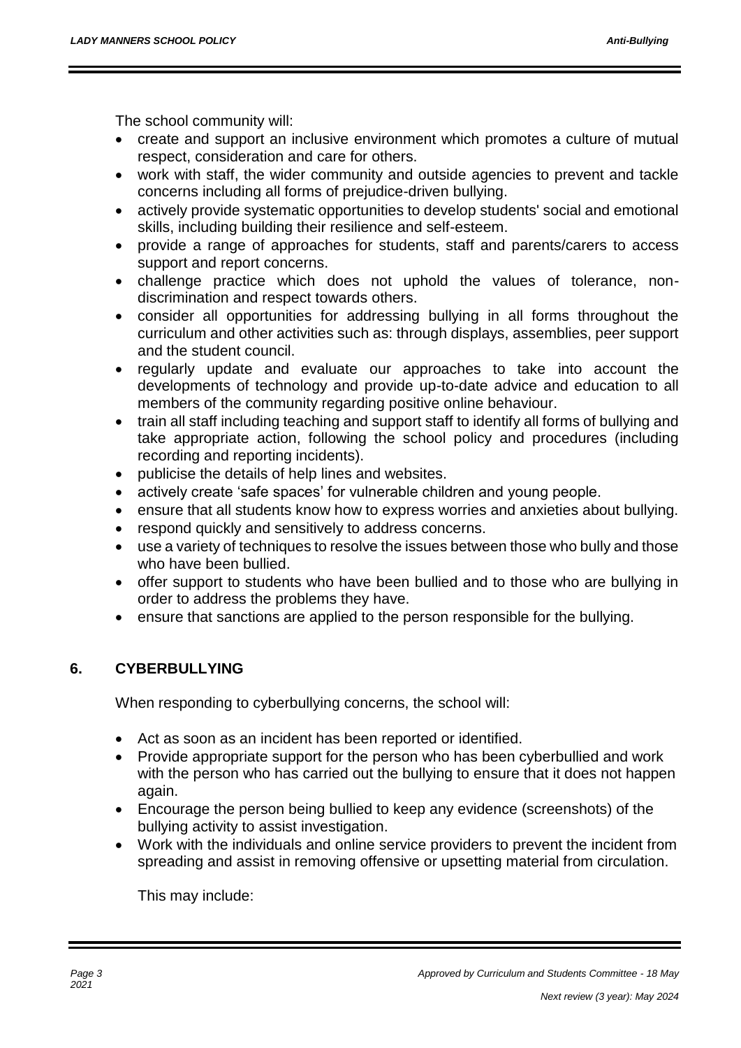The school community will:

- create and support an inclusive environment which promotes a culture of mutual respect, consideration and care for others.
- work with staff, the wider community and outside agencies to prevent and tackle concerns including all forms of prejudice-driven bullying.
- actively provide systematic opportunities to develop students' social and emotional skills, including building their resilience and self-esteem.
- provide a range of approaches for students, staff and parents/carers to access support and report concerns.
- challenge practice which does not uphold the values of tolerance, non-discrimination and respect towards others.
- consider all opportunities for addressing bullying in all forms throughout the curriculum and other activities such as: through displays, assemblies, peer support and the student council.
- regularly update and evaluate our approaches to take into account the developments of technology and provide up-to-date advice and education to all members of the community regarding positive online behaviour.
- train all staff including teaching and support staff to identify all forms of bullying and take appropriate action, following the school policy and procedures (including recording and reporting incidents).
- publicise the details of help lines and websites.
- actively create 'safe spaces' for vulnerable children and young people.
- ensure that all students know how to express worries and anxieties about bullying.
- respond quickly and sensitively to address concerns.
- use a variety of techniques to resolve the issues between those who bully and those who have been bullied.
- offer support to students who have been bullied and to those who are bullying in order to address the problems they have.
- ensure that sanctions are applied to the person responsible for the bullying.

## 6. CYBERBULLYING

When responding to cyberbullying concerns, the school will:

- Act as soon as an incident has been reported or identified.
- Provide appropriate support for the person who has been cyberbullied and work with the person who has carried out the bullying to ensure that it does not happen again.
- Encourage the person being bullied to keep any evidence (screenshots) of the bullying activity to assist investigation.
- Work with the individuals and online service providers to prevent the incident from spreading and assist in removing offensive or upsetting material from circulation.

  This may include: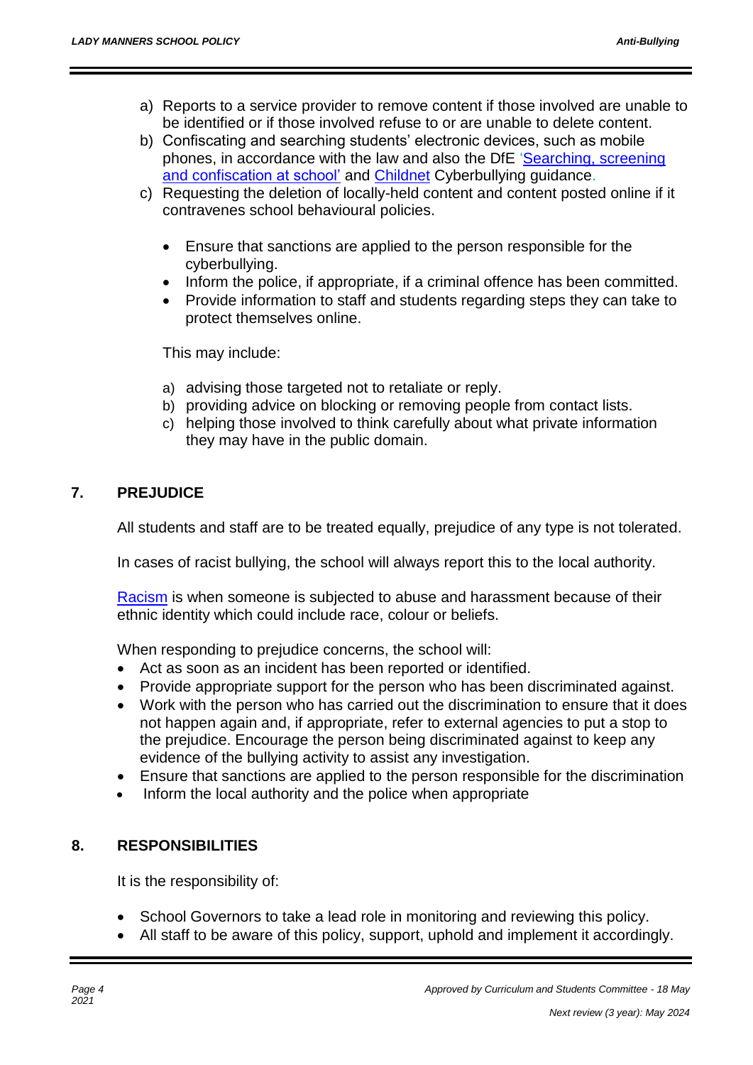a) Reports to a service provider to remove content if those involved are unable to be identified or if those involved refuse to or are unable to delete content.
b) Confiscating and searching students' electronic devices, such as mobile phones, in accordance with the law and also the DfE 'Searching, screening and confiscation at school' and Childnet Cyberbullying guidance.
c) Requesting the deletion of locally-held content and content posted online if it contravenes school behavioural policies.

- Ensure that sanctions are applied to the person responsible for the cyberbullying.
- Inform the police, if appropriate, if a criminal offence has been committed.
- Provide information to staff and students regarding steps they can take to protect themselves online.

This may include:

a) advising those targeted not to retaliate or reply.
b) providing advice on blocking or removing people from contact lists.
c) helping those involved to think carefully about what private information they may have in the public domain.

## 7. PREJUDICE

All students and staff are to be treated equally, prejudice of any type is not tolerated.

In cases of racist bullying, the school will always report this to the local authority.

Racism is when someone is subjected to abuse and harassment because of their ethnic identity which could include race, colour or beliefs.

When responding to prejudice concerns, the school will:

- Act as soon as an incident has been reported or identified.
- Provide appropriate support for the person who has been discriminated against.
- Work with the person who has carried out the discrimination to ensure that it does not happen again and, if appropriate, refer to external agencies to put a stop to the prejudice. Encourage the person being discriminated against to keep any evidence of the bullying activity to assist any investigation.
- Ensure that sanctions are applied to the person responsible for the discrimination
- Inform the local authority and the police when appropriate

## 8. RESPONSIBILITIES

It is the responsibility of:

- School Governors to take a lead role in monitoring and reviewing this policy.
- All staff to be aware of this policy, support, uphold and implement it accordingly.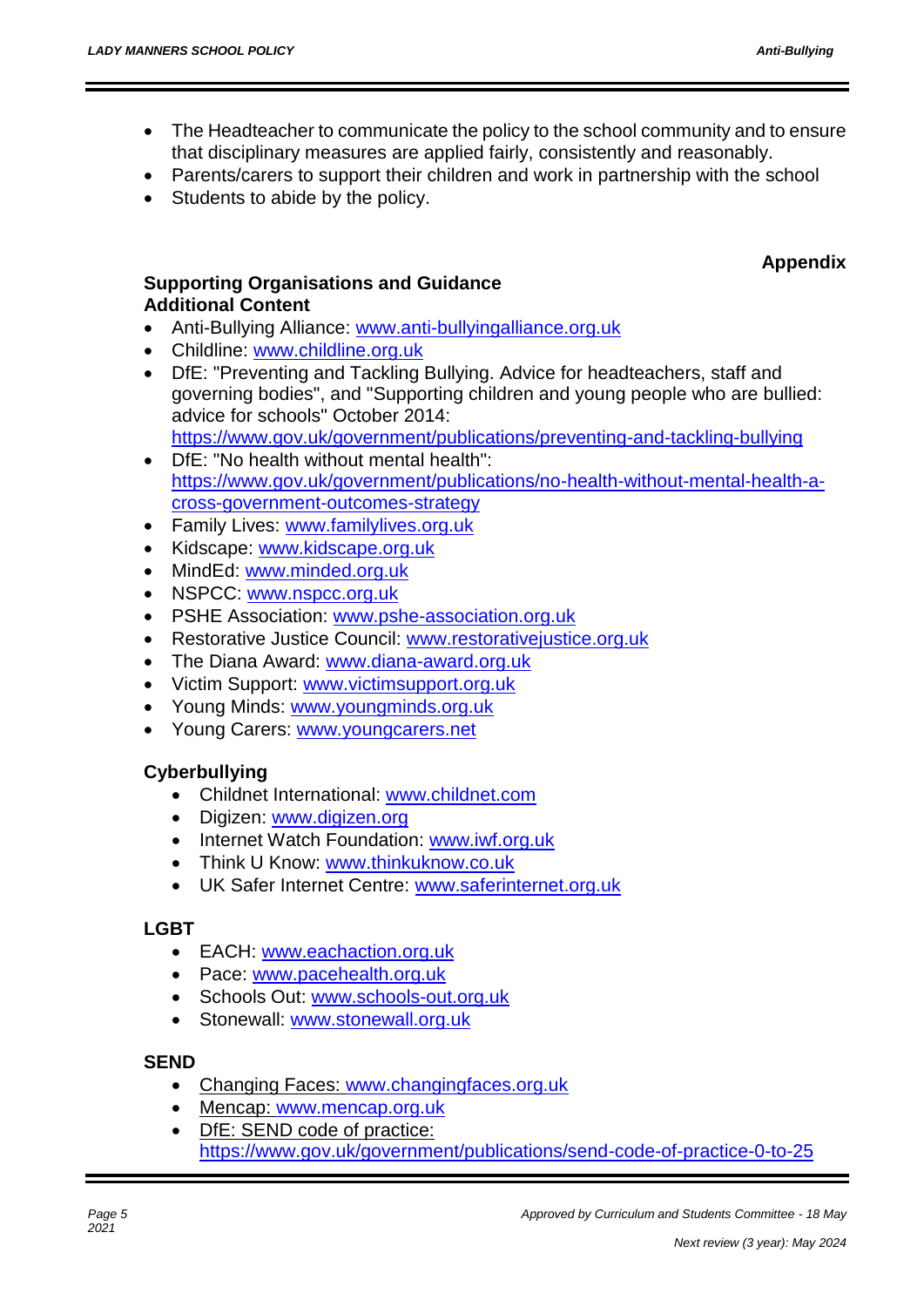- The Headteacher to communicate the policy to the school community and to ensure that disciplinary measures are applied fairly, consistently and reasonably.
- Parents/carers to support their children and work in partnership with the school
- Students to abide by the policy.

**Appendix**

**Supporting Organisations and Guidance**
**Additional Content**

- Anti-Bullying Alliance: www.anti-bullyingalliance.org.uk
- Childline: www.childline.org.uk
- DfE: "Preventing and Tackling Bullying. Advice for headteachers, staff and governing bodies", and "Supporting children and young people who are bullied: advice for schools" October 2014: https://www.gov.uk/government/publications/preventing-and-tackling-bullying
- DfE: "No health without mental health": https://www.gov.uk/government/publications/no-health-without-mental-health-a-cross-government-outcomes-strategy
- Family Lives: www.familylives.org.uk
- Kidscape: www.kidscape.org.uk
- MindEd: www.minded.org.uk
- NSPCC: www.nspcc.org.uk
- PSHE Association: www.pshe-association.org.uk
- Restorative Justice Council: www.restorativejustice.org.uk
- The Diana Award: www.diana-award.org.uk
- Victim Support: www.victimsupport.org.uk
- Young Minds: www.youngminds.org.uk
- Young Carers: www.youngcarers.net

**Cyberbullying**

- Childnet International: www.childnet.com
- Digizen: www.digizen.org
- Internet Watch Foundation: www.iwf.org.uk
- Think U Know: www.thinkuknow.co.uk
- UK Safer Internet Centre: www.saferinternet.org.uk

**LGBT**

- EACH: www.eachaction.org.uk
- Pace: www.pacehealth.org.uk
- Schools Out: www.schools-out.org.uk
- Stonewall: www.stonewall.org.uk

**SEND**

- Changing Faces: www.changingfaces.org.uk
- Mencap: www.mencap.org.uk
- DfE: SEND code of practice: https://www.gov.uk/government/publications/send-code-of-practice-0-to-25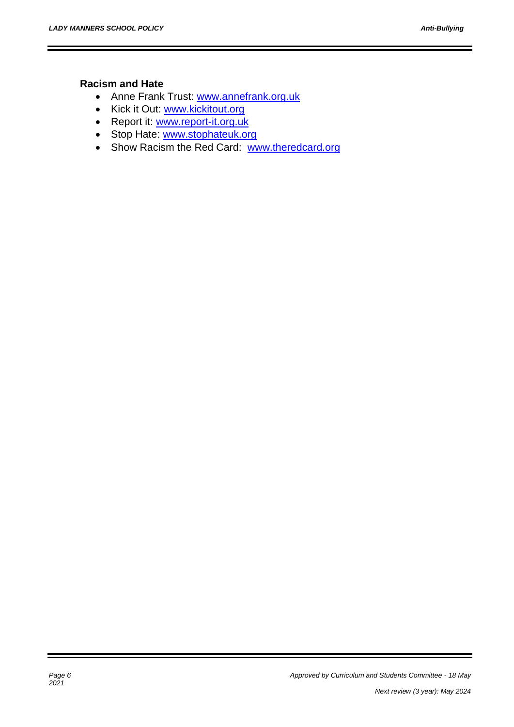**Racism and Hate**

- Anne Frank Trust: www.annefrank.org.uk
- Kick it Out: www.kickitout.org
- Report it: www.report-it.org.uk
- Stop Hate: www.stophateuk.org
- Show Racism the Red Card: www.theredcard.org